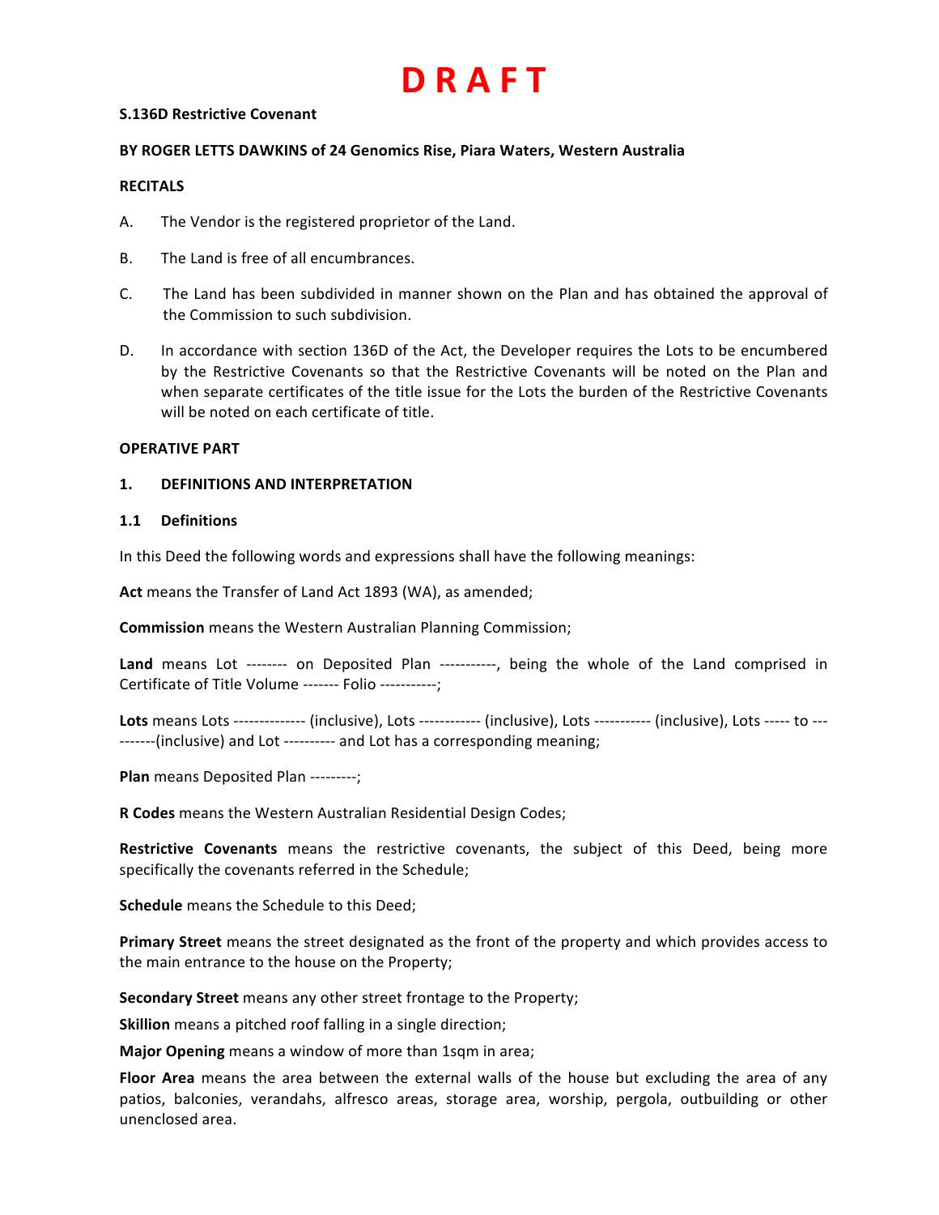# D R A F T

**S.136D Restrictive Covenant**

**BY ROGER LETTS DAWKINS of 24 Genomics Rise, Piara Waters, Western Australia**

**RECITALS**

A. The Vendor is the registered proprietor of the Land.

B. The Land is free of all encumbrances.

C. The Land has been subdivided in manner shown on the Plan and has obtained the approval of the Commission to such subdivision.

D. In accordance with section 136D of the Act, the Developer requires the Lots to be encumbered by the Restrictive Covenants so that the Restrictive Covenants will be noted on the Plan and when separate certificates of the title issue for the Lots the burden of the Restrictive Covenants will be noted on each certificate of title.

**OPERATIVE PART**

**1. DEFINITIONS AND INTERPRETATION**

**1.1 Definitions**

In this Deed the following words and expressions shall have the following meanings:

**Act** means the Transfer of Land Act 1893 (WA), as amended;

**Commission** means the Western Australian Planning Commission;

**Land** means Lot -------- on Deposited Plan -----------, being the whole of the Land comprised in Certificate of Title Volume ------- Folio -----------;

**Lots** means Lots -------------- (inclusive), Lots ------------ (inclusive), Lots ----------- (inclusive), Lots ----- to ----------(inclusive) and Lot ---------- and Lot has a corresponding meaning;

**Plan** means Deposited Plan ---------;

**R Codes** means the Western Australian Residential Design Codes;

**Restrictive Covenants** means the restrictive covenants, the subject of this Deed, being more specifically the covenants referred in the Schedule;

**Schedule** means the Schedule to this Deed;

**Primary Street** means the street designated as the front of the property and which provides access to the main entrance to the house on the Property;

**Secondary Street** means any other street frontage to the Property;

**Skillion** means a pitched roof falling in a single direction;

**Major Opening** means a window of more than 1sqm in area;

**Floor Area** means the area between the external walls of the house but excluding the area of any patios, balconies, verandahs, alfresco areas, storage area, worship, pergola, outbuilding or other unenclosed area.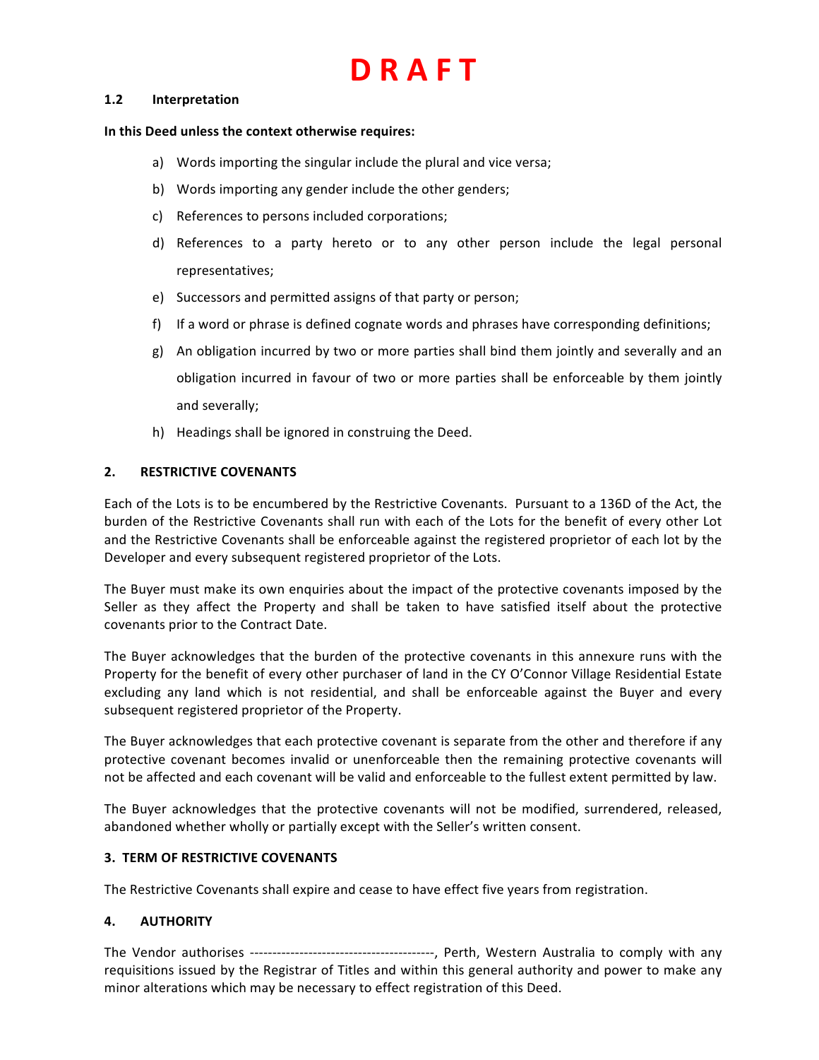# D R A F T

### 1.2 Interpretation

**In this Deed unless the context otherwise requires:**

a) Words importing the singular include the plural and vice versa;

b) Words importing any gender include the other genders;

c) References to persons included corporations;

d) References to a party hereto or to any other person include the legal personal representatives;

e) Successors and permitted assigns of that party or person;

f) If a word or phrase is defined cognate words and phrases have corresponding definitions;

g) An obligation incurred by two or more parties shall bind them jointly and severally and an obligation incurred in favour of two or more parties shall be enforceable by them jointly and severally;

h) Headings shall be ignored in construing the Deed.

## 2. RESTRICTIVE COVENANTS

Each of the Lots is to be encumbered by the Restrictive Covenants. Pursuant to a 136D of the Act, the burden of the Restrictive Covenants shall run with each of the Lots for the benefit of every other Lot and the Restrictive Covenants shall be enforceable against the registered proprietor of each lot by the Developer and every subsequent registered proprietor of the Lots.

The Buyer must make its own enquiries about the impact of the protective covenants imposed by the Seller as they affect the Property and shall be taken to have satisfied itself about the protective covenants prior to the Contract Date.

The Buyer acknowledges that the burden of the protective covenants in this annexure runs with the Property for the benefit of every other purchaser of land in the CY O'Connor Village Residential Estate excluding any land which is not residential, and shall be enforceable against the Buyer and every subsequent registered proprietor of the Property.

The Buyer acknowledges that each protective covenant is separate from the other and therefore if any protective covenant becomes invalid or unenforceable then the remaining protective covenants will not be affected and each covenant will be valid and enforceable to the fullest extent permitted by law.

The Buyer acknowledges that the protective covenants will not be modified, surrendered, released, abandoned whether wholly or partially except with the Seller's written consent.

## 3. TERM OF RESTRICTIVE COVENANTS

The Restrictive Covenants shall expire and cease to have effect five years from registration.

## 4. AUTHORITY

The Vendor authorises -----------------------------------------, Perth, Western Australia to comply with any requisitions issued by the Registrar of Titles and within this general authority and power to make any minor alterations which may be necessary to effect registration of this Deed.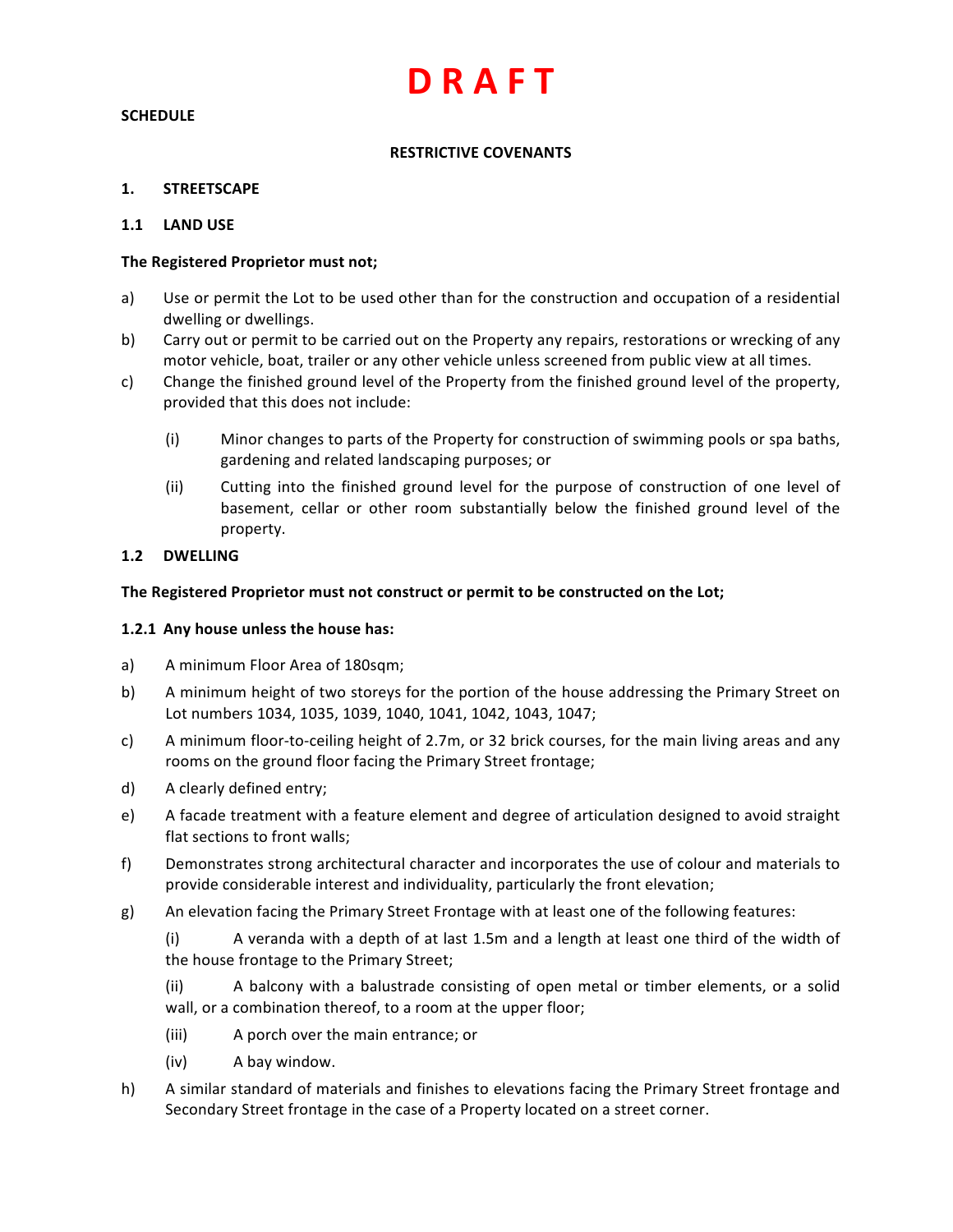# D R A F T

**SCHEDULE**

**RESTRICTIVE COVENANTS**

**1. STREETSCAPE**

**1.1 LAND USE**

**The Registered Proprietor must not;**

a) Use or permit the Lot to be used other than for the construction and occupation of a residential dwelling or dwellings.

b) Carry out or permit to be carried out on the Property any repairs, restorations or wrecking of any motor vehicle, boat, trailer or any other vehicle unless screened from public view at all times.

c) Change the finished ground level of the Property from the finished ground level of the property, provided that this does not include:

   (i) Minor changes to parts of the Property for construction of swimming pools or spa baths, gardening and related landscaping purposes; or

   (ii) Cutting into the finished ground level for the purpose of construction of one level of basement, cellar or other room substantially below the finished ground level of the property.

**1.2 DWELLING**

**The Registered Proprietor must not construct or permit to be constructed on the Lot;**

**1.2.1 Any house unless the house has:**

a) A minimum Floor Area of 180sqm;

b) A minimum height of two storeys for the portion of the house addressing the Primary Street on Lot numbers 1034, 1035, 1039, 1040, 1041, 1042, 1043, 1047;

c) A minimum floor-to-ceiling height of 2.7m, or 32 brick courses, for the main living areas and any rooms on the ground floor facing the Primary Street frontage;

d) A clearly defined entry;

e) A facade treatment with a feature element and degree of articulation designed to avoid straight flat sections to front walls;

f) Demonstrates strong architectural character and incorporates the use of colour and materials to provide considerable interest and individuality, particularly the front elevation;

g) An elevation facing the Primary Street Frontage with at least one of the following features:

   (i) A veranda with a depth of at last 1.5m and a length at least one third of the width of the house frontage to the Primary Street;

   (ii) A balcony with a balustrade consisting of open metal or timber elements, or a solid wall, or a combination thereof, to a room at the upper floor;

   (iii) A porch over the main entrance; or

   (iv) A bay window.

h) A similar standard of materials and finishes to elevations facing the Primary Street frontage and Secondary Street frontage in the case of a Property located on a street corner.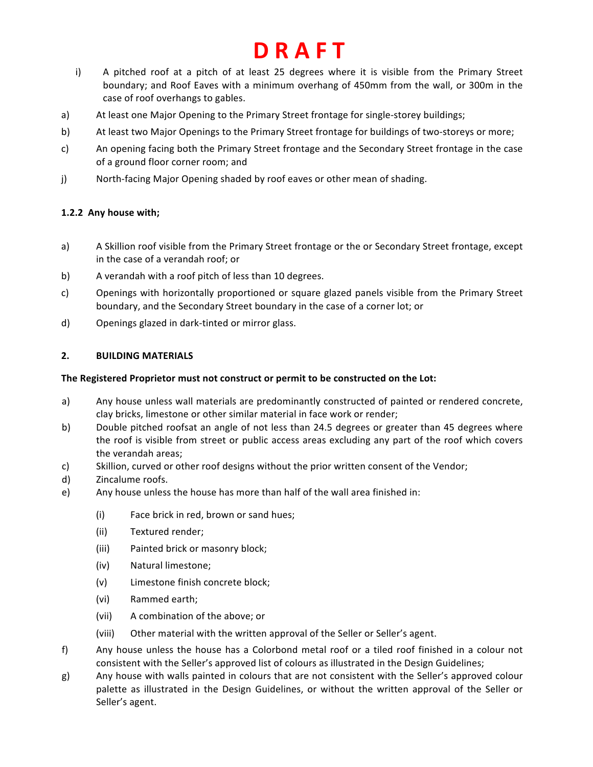# D R A F T

i) A pitched roof at a pitch of at least 25 degrees where it is visible from the Primary Street boundary; and Roof Eaves with a minimum overhang of 450mm from the wall, or 300m in the case of roof overhangs to gables.

a) At least one Major Opening to the Primary Street frontage for single-storey buildings;

b) At least two Major Openings to the Primary Street frontage for buildings of two-storeys or more;

c) An opening facing both the Primary Street frontage and the Secondary Street frontage in the case of a ground floor corner room; and

j) North-facing Major Opening shaded by roof eaves or other mean of shading.

**1.2.2 Any house with;**

a) A Skillion roof visible from the Primary Street frontage or the or Secondary Street frontage, except in the case of a verandah roof; or

b) A verandah with a roof pitch of less than 10 degrees.

c) Openings with horizontally proportioned or square glazed panels visible from the Primary Street boundary, and the Secondary Street boundary in the case of a corner lot; or

d) Openings glazed in dark-tinted or mirror glass.

**2. BUILDING MATERIALS**

**The Registered Proprietor must not construct or permit to be constructed on the Lot:**

a) Any house unless wall materials are predominantly constructed of painted or rendered concrete, clay bricks, limestone or other similar material in face work or render;

b) Double pitched roofsat an angle of not less than 24.5 degrees or greater than 45 degrees where the roof is visible from street or public access areas excluding any part of the roof which covers the verandah areas;

c) Skillion, curved or other roof designs without the prior written consent of the Vendor;

d) Zincalume roofs.

e) Any house unless the house has more than half of the wall area finished in:

(i) Face brick in red, brown or sand hues;

(ii) Textured render;

(iii) Painted brick or masonry block;

(iv) Natural limestone;

(v) Limestone finish concrete block;

(vi) Rammed earth;

(vii) A combination of the above; or

(viii) Other material with the written approval of the Seller or Seller's agent.

f) Any house unless the house has a Colorbond metal roof or a tiled roof finished in a colour not consistent with the Seller's approved list of colours as illustrated in the Design Guidelines;

g) Any house with walls painted in colours that are not consistent with the Seller's approved colour palette as illustrated in the Design Guidelines, or without the written approval of the Seller or Seller's agent.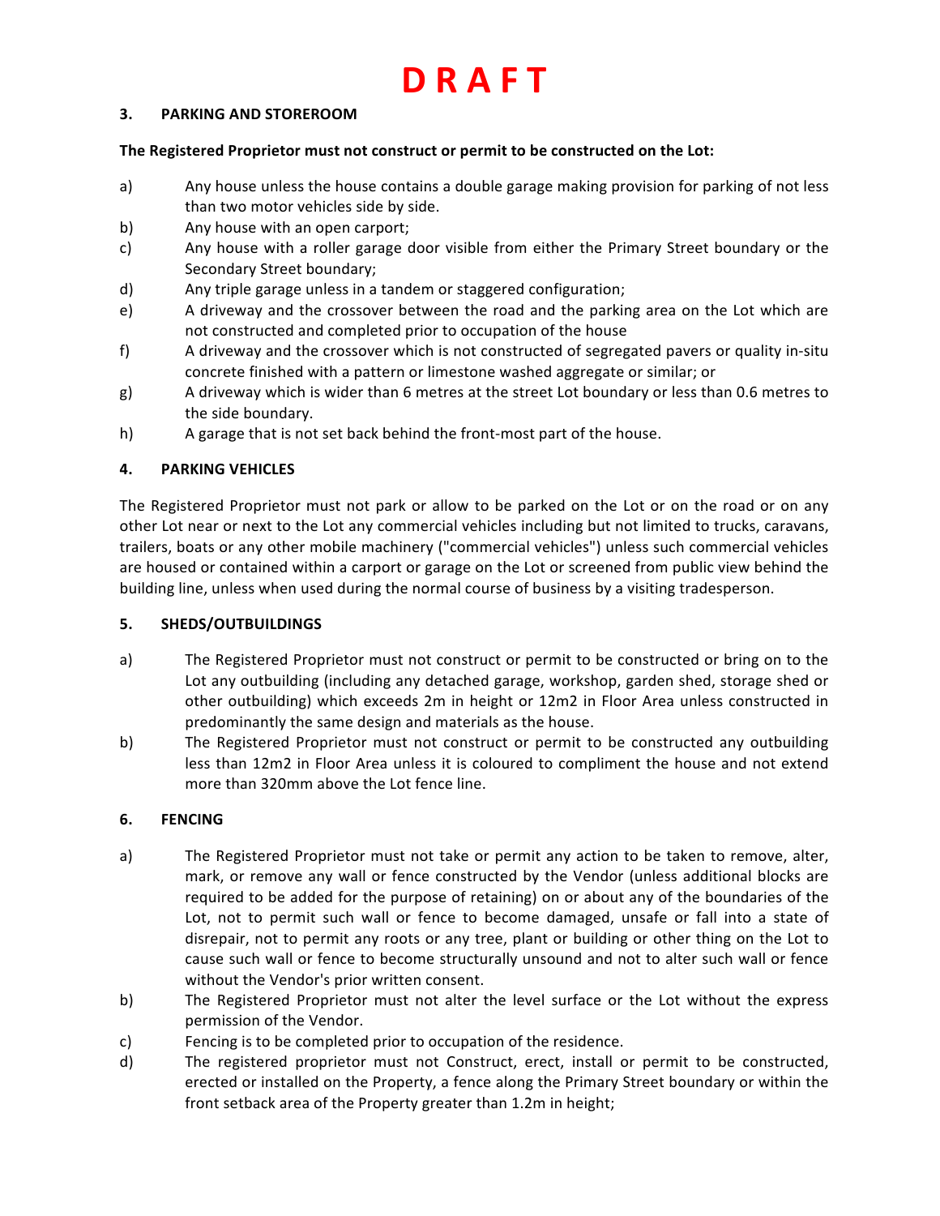# D R A F T

## 3. PARKING AND STOREROOM

**The Registered Proprietor must not construct or permit to be constructed on the Lot:**

a) Any house unless the house contains a double garage making provision for parking of not less than two motor vehicles side by side.

b) Any house with an open carport;

c) Any house with a roller garage door visible from either the Primary Street boundary or the Secondary Street boundary;

d) Any triple garage unless in a tandem or staggered configuration;

e) A driveway and the crossover between the road and the parking area on the Lot which are not constructed and completed prior to occupation of the house

f) A driveway and the crossover which is not constructed of segregated pavers or quality in-situ concrete finished with a pattern or limestone washed aggregate or similar; or

g) A driveway which is wider than 6 metres at the street Lot boundary or less than 0.6 metres to the side boundary.

h) A garage that is not set back behind the front-most part of the house.

## 4. PARKING VEHICLES

The Registered Proprietor must not park or allow to be parked on the Lot or on the road or on any other Lot near or next to the Lot any commercial vehicles including but not limited to trucks, caravans, trailers, boats or any other mobile machinery ("commercial vehicles") unless such commercial vehicles are housed or contained within a carport or garage on the Lot or screened from public view behind the building line, unless when used during the normal course of business by a visiting tradesperson.

## 5. SHEDS/OUTBUILDINGS

a) The Registered Proprietor must not construct or permit to be constructed or bring on to the Lot any outbuilding (including any detached garage, workshop, garden shed, storage shed or other outbuilding) which exceeds 2m in height or 12m2 in Floor Area unless constructed in predominantly the same design and materials as the house.

b) The Registered Proprietor must not construct or permit to be constructed any outbuilding less than 12m2 in Floor Area unless it is coloured to compliment the house and not extend more than 320mm above the Lot fence line.

## 6. FENCING

a) The Registered Proprietor must not take or permit any action to be taken to remove, alter, mark, or remove any wall or fence constructed by the Vendor (unless additional blocks are required to be added for the purpose of retaining) on or about any of the boundaries of the Lot, not to permit such wall or fence to become damaged, unsafe or fall into a state of disrepair, not to permit any roots or any tree, plant or building or other thing on the Lot to cause such wall or fence to become structurally unsound and not to alter such wall or fence without the Vendor's prior written consent.

b) The Registered Proprietor must not alter the level surface or the Lot without the express permission of the Vendor.

c) Fencing is to be completed prior to occupation of the residence.

d) The registered proprietor must not Construct, erect, install or permit to be constructed, erected or installed on the Property, a fence along the Primary Street boundary or within the front setback area of the Property greater than 1.2m in height;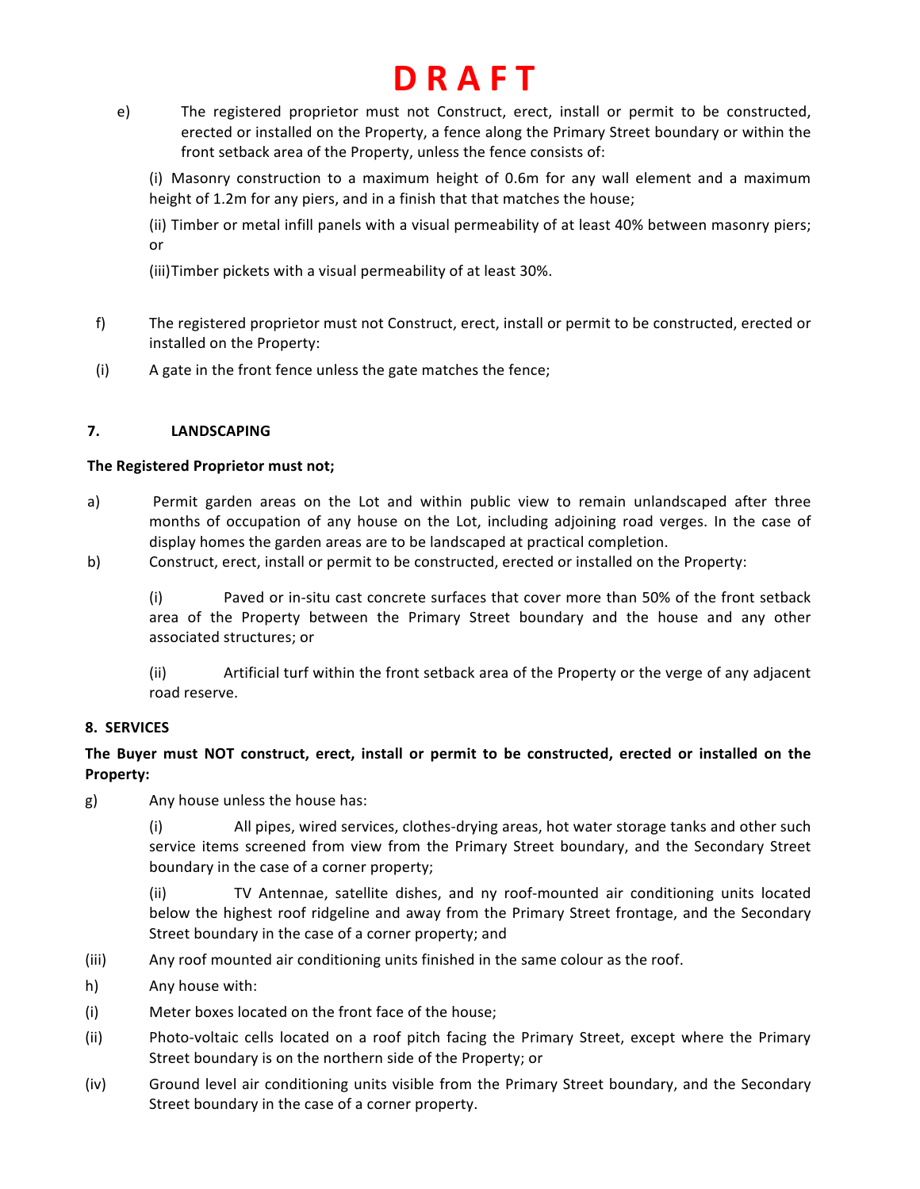# DRAFT

e) The registered proprietor must not Construct, erect, install or permit to be constructed, erected or installed on the Property, a fence along the Primary Street boundary or within the front setback area of the Property, unless the fence consists of:

(i) Masonry construction to a maximum height of 0.6m for any wall element and a maximum height of 1.2m for any piers, and in a finish that that matches the house;

(ii) Timber or metal infill panels with a visual permeability of at least 40% between masonry piers; or

(iii)Timber pickets with a visual permeability of at least 30%.

f) The registered proprietor must not Construct, erect, install or permit to be constructed, erected or installed on the Property:

(i) A gate in the front fence unless the gate matches the fence;

**7. LANDSCAPING**

**The Registered Proprietor must not;**

a) Permit garden areas on the Lot and within public view to remain unlandscaped after three months of occupation of any house on the Lot, including adjoining road verges. In the case of display homes the garden areas are to be landscaped at practical completion.

b) Construct, erect, install or permit to be constructed, erected or installed on the Property:

(i) Paved or in-situ cast concrete surfaces that cover more than 50% of the front setback area of the Property between the Primary Street boundary and the house and any other associated structures; or

(ii) Artificial turf within the front setback area of the Property or the verge of any adjacent road reserve.

**8. SERVICES**

**The Buyer must NOT construct, erect, install or permit to be constructed, erected or installed on the Property:**

g) Any house unless the house has:

(i) All pipes, wired services, clothes-drying areas, hot water storage tanks and other such service items screened from view from the Primary Street boundary, and the Secondary Street boundary in the case of a corner property;

(ii) TV Antennae, satellite dishes, and ny roof-mounted air conditioning units located below the highest roof ridgeline and away from the Primary Street frontage, and the Secondary Street boundary in the case of a corner property; and

(iii) Any roof mounted air conditioning units finished in the same colour as the roof.

h) Any house with:

(i) Meter boxes located on the front face of the house;

(ii) Photo-voltaic cells located on a roof pitch facing the Primary Street, except where the Primary Street boundary is on the northern side of the Property; or

(iv) Ground level air conditioning units visible from the Primary Street boundary, and the Secondary Street boundary in the case of a corner property.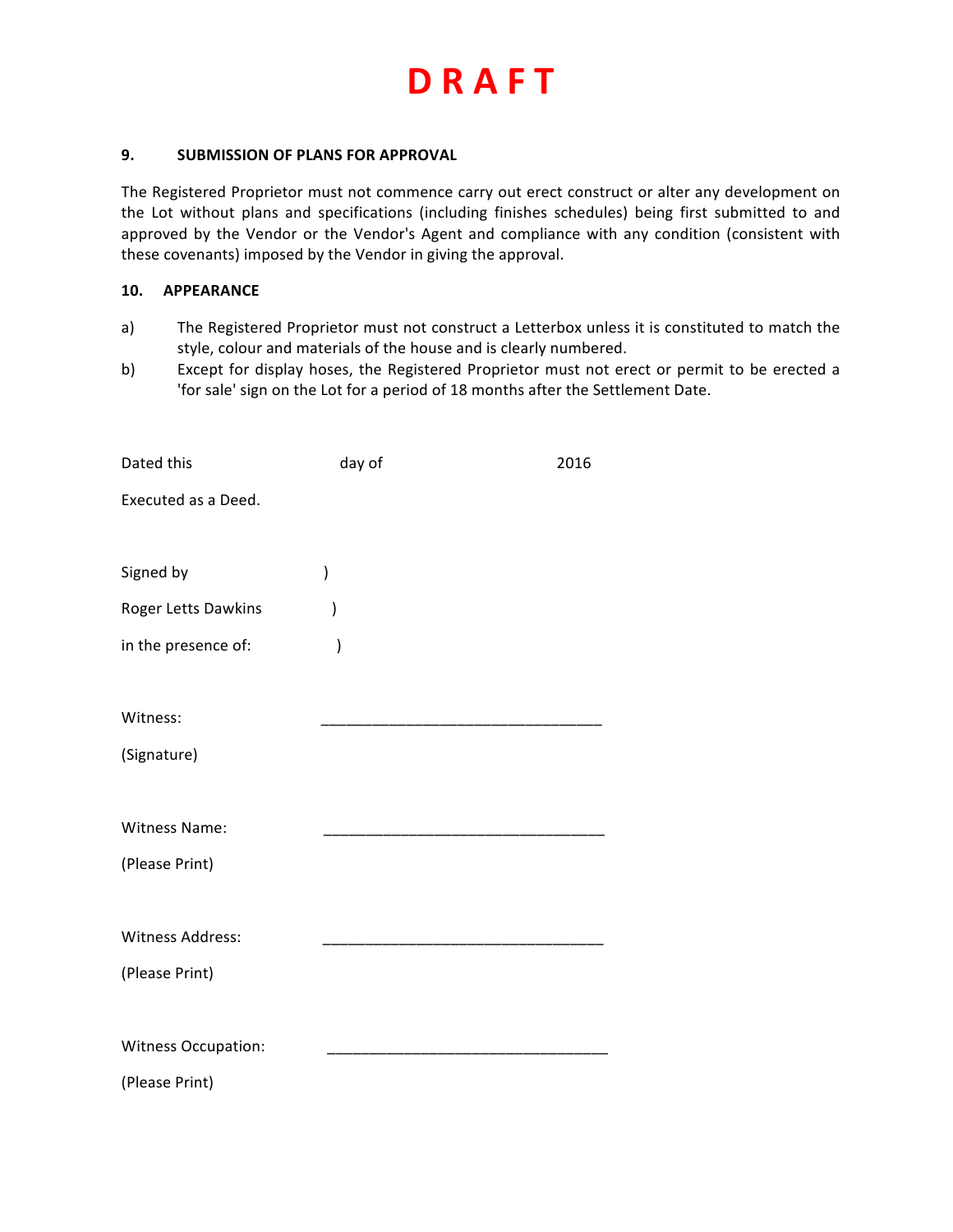# D R A F T

**9. SUBMISSION OF PLANS FOR APPROVAL**

The Registered Proprietor must not commence carry out erect construct or alter any development on the Lot without plans and specifications (including finishes schedules) being first submitted to and approved by the Vendor or the Vendor's Agent and compliance with any condition (consistent with these covenants) imposed by the Vendor in giving the approval.

**10. APPEARANCE**

a) The Registered Proprietor must not construct a Letterbox unless it is constituted to match the style, colour and materials of the house and is clearly numbered.

b) Except for display hoses, the Registered Proprietor must not erect or permit to be erected a 'for sale' sign on the Lot for a period of 18 months after the Settlement Date.

Dated this day of 2016

Executed as a Deed.

Signed by )

Roger Letts Dawkins )

in the presence of: )

Witness: ________________________________

(Signature)

Witness Name: ________________________________

(Please Print)

Witness Address: ________________________________

(Please Print)

Witness Occupation: ________________________________

(Please Print)